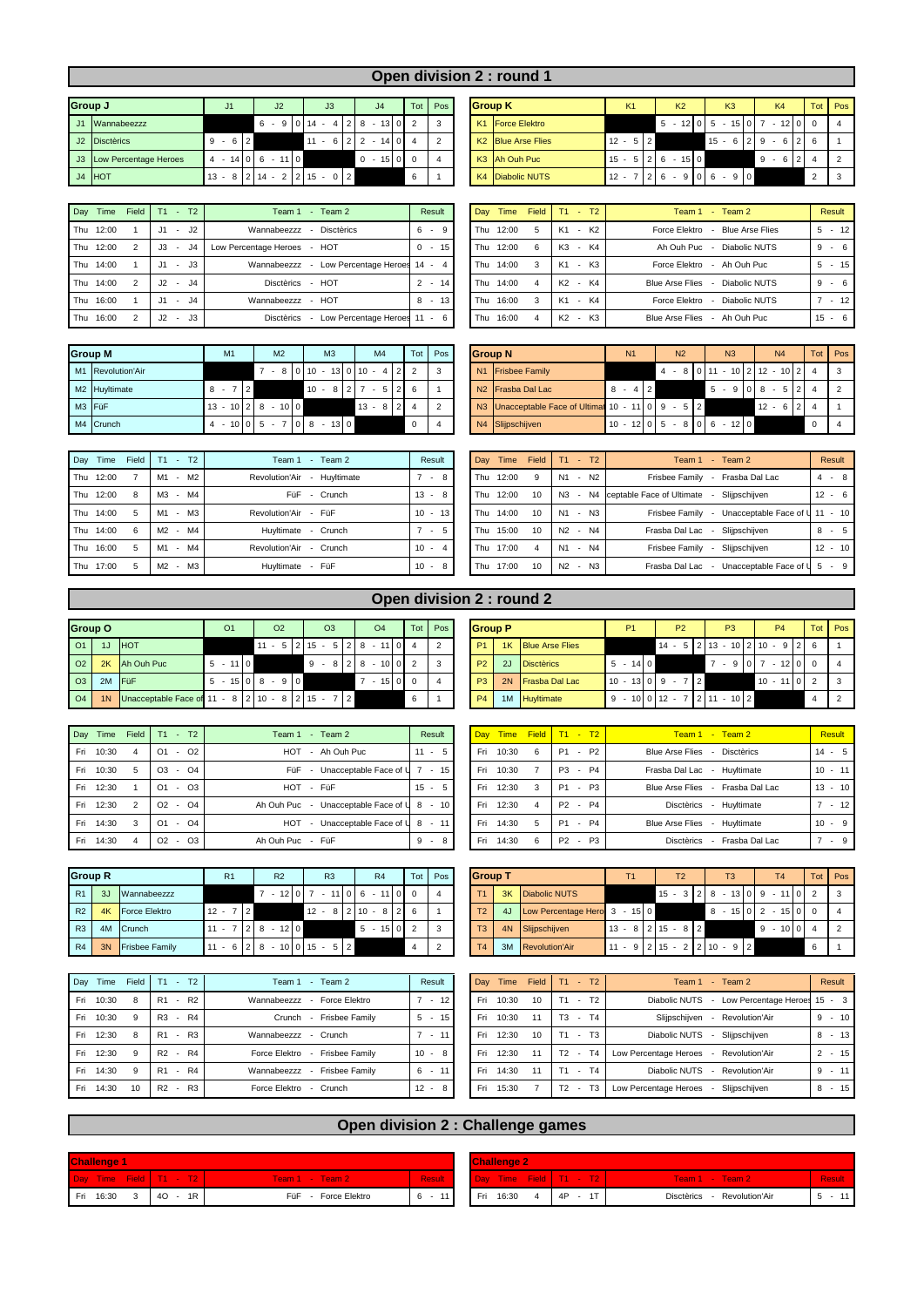# Open division 2 : round 1

| Group J | | J1 | J2 | J3 | J4 | Tot | Pos |
|---|---|---|---|---|---|---|---|
| J1 | Wannabeezzz | | 6 - 9 0 | 14 - 4 2 | 8 - 13 0 | 2 | 3 |
| J2 | Disctèrics | 9 - 6 2 | | 11 - 6 2 | 2 - 14 0 | 4 | 2 |
| J3 | Low Percentage Heroes | 4 - 14 0 | 6 - 11 0 | | 0 - 15 0 | 0 | 4 |
| J4 | HOT | 13 - 8 2 | 14 - 2 2 | 15 - 0 2 | | 6 | 1 |

| Day | Time | Field | T1 - T2 | Team 1 - Team 2 | Result |
|---|---|---|---|---|---|
| Thu | 12:00 | 1 | J1 - J2 | Wannabeezzz - Disctèrics | 6 - 9 |
| Thu | 12:00 | 2 | J3 - J4 | Low Percentage Heroes - HOT | 0 - 15 |
| Thu | 14:00 | 1 | J1 - J3 | Wannabeezzz - Low Percentage Heroes | 14 - 4 |
| Thu | 14:00 | 2 | J2 - J4 | Disctèrics - HOT | 2 - 14 |
| Thu | 16:00 | 1 | J1 - J4 | Wannabeezzz - HOT | 8 - 13 |
| Thu | 16:00 | 2 | J2 - J3 | Disctèrics - Low Percentage Heroes | 11 - 6 |

| Group K | | K1 | K2 | K3 | K4 | Tot | Pos |
|---|---|---|---|---|---|---|---|
| K1 | Force Elektro | | 5 - 12 0 | 5 - 15 0 | 7 - 12 0 | 0 | 4 |
| K2 | Blue Arse Flies | 12 - 5 2 | | 15 - 6 2 | 9 - 6 2 | 6 | 1 |
| K3 | Ah Ouh Puc | 15 - 5 2 | 6 - 15 0 | | 9 - 6 2 | 4 | 2 |
| K4 | Diabolic NUTS | 12 - 7 2 | 6 - 9 0 | 6 - 9 0 | | 2 | 3 |

| Day | Time | Field | T1 - T2 | Team 1 - Team 2 | Result |
|---|---|---|---|---|---|
| Thu | 12:00 | 5 | K1 - K2 | Force Elektro - Blue Arse Flies | 5 - 12 |
| Thu | 12:00 | 6 | K3 - K4 | Ah Ouh Puc - Diabolic NUTS | 9 - 6 |
| Thu | 14:00 | 3 | K1 - K3 | Force Elektro - Ah Ouh Puc | 5 - 15 |
| Thu | 14:00 | 4 | K2 - K4 | Blue Arse Flies - Diabolic NUTS | 9 - 6 |
| Thu | 16:00 | 3 | K1 - K4 | Force Elektro - Diabolic NUTS | 7 - 12 |
| Thu | 16:00 | 4 | K2 - K3 | Blue Arse Flies - Ah Ouh Puc | 15 - 6 |

| Group M | | M1 | M2 | M3 | M4 | Tot | Pos |
|---|---|---|---|---|---|---|---|
| M1 | Revolution'Air | | 7 - 8 0 | 10 - 13 0 | 10 - 4 2 | 2 | 3 |
| M2 | Huyltimate | 8 - 7 2 | | 10 - 8 2 | 7 - 5 2 | 6 | 1 |
| M3 | FüF | 13 - 10 2 | 8 - 10 0 | | 13 - 8 2 | 4 | 2 |
| M4 | Crunch | 4 - 10 0 | 5 - 7 0 | 8 - 13 0 | | 0 | 4 |

| Day | Time | Field | T1 - T2 | Team 1 - Team 2 | Result |
|---|---|---|---|---|---|
| Thu | 12:00 | 7 | M1 - M2 | Revolution'Air - Huyltimate | 7 - 8 |
| Thu | 12:00 | 8 | M3 - M4 | FüF - Crunch | 13 - 8 |
| Thu | 14:00 | 5 | M1 - M3 | Revolution'Air - FüF | 10 - 13 |
| Thu | 14:00 | 6 | M2 - M4 | Huyltimate - Crunch | 7 - 5 |
| Thu | 16:00 | 5 | M1 - M4 | Revolution'Air - Crunch | 10 - 4 |
| Thu | 17:00 | 5 | M2 - M3 | Huyltimate - FüF | 10 - 8 |

| Group N | | N1 | N2 | N3 | N4 | Tot | Pos |
|---|---|---|---|---|---|---|---|
| N1 | Frisbee Family | | 4 - 8 0 | 11 - 10 2 | 12 - 10 2 | 4 | 3 |
| N2 | Frasba Dal Lac | 8 - 4 2 | | 5 - 9 0 | 8 - 5 2 | 4 | 2 |
| N3 | Unacceptable Face of Ultimat | 10 - 11 0 | 9 - 5 2 | | 12 - 6 2 | 4 | 1 |
| N4 | Slijpschijven | 10 - 12 0 | 5 - 8 0 | 6 - 12 0 | | 0 | 4 |

| Day | Time | Field | T1 - T2 | Team 1 - Team 2 | Result |
|---|---|---|---|---|---|
| Thu | 12:00 | 9 | N1 - N2 | Frisbee Family - Frasba Dal Lac | 4 - 8 |
| Thu | 12:00 | 10 | N3 - N4 | ceptable Face of Ultimate - Slijpschijven | 12 - 6 |
| Thu | 14:00 | 10 | N1 - N3 | Frisbee Family - Unacceptable Face of U | 11 - 10 |
| Thu | 15:00 | 10 | N2 - N4 | Frasba Dal Lac - Slijpschijven | 8 - 5 |
| Thu | 17:00 | 4 | N1 - N4 | Frisbee Family - Slijpschijven | 12 - 10 |
| Thu | 17:00 | 10 | N2 - N3 | Frasba Dal Lac - Unacceptable Face of U | 5 - 9 |

# Open division 2 : round 2

| Group O | | | O1 | O2 | O3 | O4 | Tot | Pos |
|---|---|---|---|---|---|---|---|---|
| O1 | 1J | HOT | | 11 - 5 2 | 15 - 5 2 | 8 - 11 0 | 4 | 2 |
| O2 | 2K | Ah Ouh Puc | 5 - 11 0 | | 9 - 8 2 | 8 - 10 0 | 2 | 3 |
| O3 | 2M | FüF | 5 - 15 0 | 8 - 9 0 | | 7 - 15 0 | 0 | 4 |
| O4 | 1N | Unacceptable Face of | 11 - 8 2 | 10 - 8 2 | 15 - 7 2 | | 6 | 1 |

| Day | Time | Field | T1 - T2 | Team 1 - Team 2 | Result |
|---|---|---|---|---|---|
| Fri | 10:30 | 4 | O1 - O2 | HOT - Ah Ouh Puc | 11 - 5 |
| Fri | 10:30 | 5 | O3 - O4 | FüF - Unacceptable Face of U | 7 - 15 |
| Fri | 12:30 | 1 | O1 - O3 | HOT - FüF | 15 - 5 |
| Fri | 12:30 | 2 | O2 - O4 | Ah Ouh Puc - Unacceptable Face of U | 8 - 10 |
| Fri | 14:30 | 3 | O1 - O4 | HOT - Unacceptable Face of U | 8 - 11 |
| Fri | 14:30 | 4 | O2 - O3 | Ah Ouh Puc - FüF | 9 - 8 |

| Group P | | | P1 | P2 | P3 | P4 | Tot | Pos |
|---|---|---|---|---|---|---|---|---|
| P1 | 1K | Blue Arse Flies | | 14 - 5 2 | 13 - 10 2 | 10 - 9 2 | 6 | 1 |
| P2 | 2J | Disctèrics | 5 - 14 0 | | 7 - 9 0 | 7 - 12 0 | 0 | 4 |
| P3 | 2N | Frasba Dal Lac | 10 - 13 0 | 9 - 7 2 | | 10 - 11 0 | 2 | 3 |
| P4 | 1M | Huyltimate | 9 - 10 0 | 12 - 7 2 | 11 - 10 2 | | 4 | 2 |

| Day | Time | Field | T1 - T2 | Team 1 - Team 2 | Result |
|---|---|---|---|---|---|
| Fri | 10:30 | 6 | P1 - P2 | Blue Arse Flies - Disctèrics | 14 - 5 |
| Fri | 10:30 | 7 | P3 - P4 | Frasba Dal Lac - Huyltimate | 10 - 11 |
| Fri | 12:30 | 3 | P1 - P3 | Blue Arse Flies - Frasba Dal Lac | 13 - 10 |
| Fri | 12:30 | 4 | P2 - P4 | Disctèrics - Huyltimate | 7 - 12 |
| Fri | 14:30 | 5 | P1 - P4 | Blue Arse Flies - Huyltimate | 10 - 9 |
| Fri | 14:30 | 6 | P2 - P3 | Disctèrics - Frasba Dal Lac | 7 - 9 |

| Group R | | | R1 | R2 | R3 | R4 | Tot | Pos |
|---|---|---|---|---|---|---|---|---|
| R1 | 3J | Wannabeezzz | | 7 - 12 0 | 7 - 11 0 | 6 - 11 0 | 0 | 4 |
| R2 | 4K | Force Elektro | 12 - 7 2 | | 12 - 8 2 | 10 - 8 2 | 6 | 1 |
| R3 | 4M | Crunch | 11 - 7 2 | 8 - 12 0 | | 5 - 15 0 | 2 | 3 |
| R4 | 3N | Frisbee Family | 11 - 6 2 | 8 - 10 0 | 15 - 5 2 | | 4 | 2 |

| Day | Time | Field | T1 - T2 | Team 1 - Team 2 | Result |
|---|---|---|---|---|---|
| Fri | 10:30 | 8 | R1 - R2 | Wannabeezzz - Force Elektro | 7 - 12 |
| Fri | 10:30 | 9 | R3 - R4 | Crunch - Frisbee Family | 5 - 15 |
| Fri | 12:30 | 8 | R1 - R3 | Wannabeezzz - Crunch | 7 - 11 |
| Fri | 12:30 | 9 | R2 - R4 | Force Elektro - Frisbee Family | 10 - 8 |
| Fri | 14:30 | 9 | R1 - R4 | Wannabeezzz - Frisbee Family | 6 - 11 |
| Fri | 14:30 | 10 | R2 - R3 | Force Elektro - Crunch | 12 - 8 |

| Group T | | | T1 | T2 | T3 | T4 | Tot | Pos |
|---|---|---|---|---|---|---|---|---|
| T1 | 3K | Diabolic NUTS | | 15 - 3 2 | 8 - 13 0 | 9 - 11 0 | 2 | 3 |
| T2 | 4J | Low Percentage Hero | 3 - 15 0 | | 8 - 15 0 | 2 - 15 0 | 0 | 4 |
| T3 | 4N | Slijpschijven | 13 - 8 2 | 15 - 8 2 | | 9 - 10 0 | 4 | 2 |
| T4 | 3M | Revolution'Air | 11 - 9 2 | 15 - 2 2 | 10 - 9 2 | | 6 | 1 |

| Day | Time | Field | T1 - T2 | Team 1 - Team 2 | Result |
|---|---|---|---|---|---|
| Fri | 10:30 | 10 | T1 - T2 | Diabolic NUTS - Low Percentage Heroes | 15 - 3 |
| Fri | 10:30 | 11 | T3 - T4 | Slijpschijven - Revolution'Air | 9 - 10 |
| Fri | 12:30 | 10 | T1 - T3 | Diabolic NUTS - Slijpschijven | 8 - 13 |
| Fri | 12:30 | 11 | T2 - T4 | Low Percentage Heroes - Revolution'Air | 2 - 15 |
| Fri | 14:30 | 11 | T1 - T4 | Diabolic NUTS - Revolution'Air | 9 - 11 |
| Fri | 15:30 | 7 | T2 - T3 | Low Percentage Heroes - Slijpschijven | 8 - 15 |

# Open division 2 : Challenge games

**Challenge 1**

| Day | Time | Field | T1 - T2 | Team 1 - Team 2 | Result |
|---|---|---|---|---|---|
| Fri | 16:30 | 3 | 4O - 1R | FüF - Force Elektro | 6 - 11 |

**Challenge 2**

| Day | Time | Field | T1 - T2 | Team 1 - Team 2 | Result |
|---|---|---|---|---|---|
| Fri | 16:30 | 4 | 4P - 1T | Disctèrics - Revolution'Air | 5 - 11 |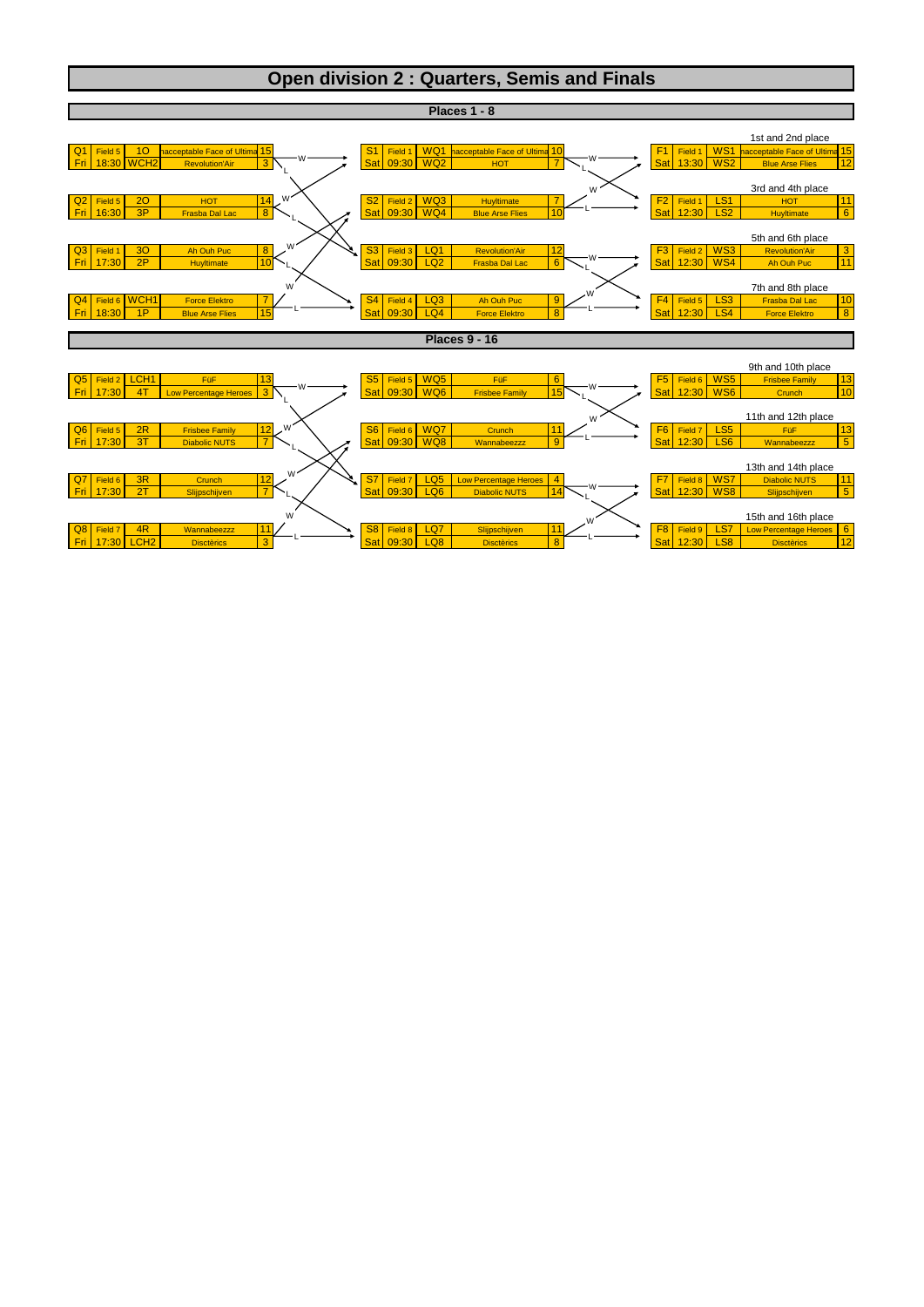# Open division 2 : Quarters, Semis and Finals

## Places 1 - 8

### Quarterfinals

| Game | Field | Day | Time | Seed | Team | Score |
|---|---|---|---|---|---|---|
| Q1 | Field 5 | Fri | 18:30 | 1O | Unacceptable Face of Ultima | 15 |
| | | | | WCH2 | Revolution'Air | 3 |
| Q2 | Field 5 | Fri | 16:30 | 2O | HOT | 14 |
| | | | | 3P | Frasba Dal Lac | 8 |
| Q3 | Field 1 | Fri | 17:30 | 3O | Ah Ouh Puc | 8 |
| | | | | 2P | Huyltimate | 10 |
| Q4 | Field 6 | Fri | 18:30 | WCH1 | Force Elektro | 7 |
| | | | | 1P | Blue Arse Flies | 15 |

### Semifinals

| Game | Field | Day | Time | Seed | Team | Score |
|---|---|---|---|---|---|---|
| S1 | Field 1 | Sat | 09:30 | WQ1 | Unacceptable Face of Ultima | 10 |
| | | | | WQ2 | HOT | 7 |
| S2 | Field 2 | Sat | 09:30 | WQ3 | Huyltimate | 7 |
| | | | | WQ4 | Blue Arse Flies | 10 |
| S3 | Field 3 | Sat | 09:30 | LQ1 | Revolution'Air | 12 |
| | | | | LQ2 | Frasba Dal Lac | 6 |
| S4 | Field 4 | Sat | 09:30 | LQ3 | Ah Ouh Puc | 9 |
| | | | | LQ4 | Force Elektro | 8 |

### Finals

| Place | Game | Field | Day | Time | Seed | Team | Score |
|---|---|---|---|---|---|---|---|
| 1st and 2nd place | F1 | Field 1 | Sat | 13:30 | WS1 | Unacceptable Face of Ultima | 15 |
| | | | | | WS2 | Blue Arse Flies | 12 |
| 3rd and 4th place | F2 | Field 1 | Sat | 12:30 | LS1 | HOT | 11 |
| | | | | | LS2 | Huyltimate | 6 |
| 5th and 6th place | F3 | Field 2 | Sat | 12:30 | WS3 | Revolution'Air | 3 |
| | | | | | WS4 | Ah Ouh Puc | 11 |
| 7th and 8th place | F4 | Field 5 | Sat | 12:30 | LS3 | Frasba Dal Lac | 10 |
| | | | | | LS4 | Force Elektro | 8 |

## Places 9 - 16

### Quarterfinals

| Game | Field | Day | Time | Seed | Team | Score |
|---|---|---|---|---|---|---|
| Q5 | Field 2 | Fri | 17:30 | LCH1 | FüF | 13 |
| | | | | 4T | Low Percentage Heroes | 3 |
| Q6 | Field 5 | Fri | 17:30 | 2R | Frisbee Family | 12 |
| | | | | 3T | Diabolic NUTS | 7 |
| Q7 | Field 6 | Fri | 17:30 | 3R | Crunch | 12 |
| | | | | 2T | Slijpschijven | 7 |
| Q8 | Field 7 | Fri | 17:30 | 4R | Wannabeezzz | 11 |
| | | | | LCH2 | Disctèrics | 3 |

### Semifinals

| Game | Field | Day | Time | Seed | Team | Score |
|---|---|---|---|---|---|---|
| S5 | Field 5 | Sat | 09:30 | WQ5 | FüF | 6 |
| | | | | WQ6 | Frisbee Family | 15 |
| S6 | Field 6 | Sat | 09:30 | WQ7 | Crunch | 11 |
| | | | | WQ8 | Wannabeezzz | 9 |
| S7 | Field 7 | Sat | 09:30 | LQ5 | Low Percentage Heroes | 4 |
| | | | | LQ6 | Diabolic NUTS | 14 |
| S8 | Field 8 | Sat | 09:30 | LQ7 | Slijpschijven | 11 |
| | | | | LQ8 | Disctèrics | 8 |

### Finals

| Place | Game | Field | Day | Time | Seed | Team | Score |
|---|---|---|---|---|---|---|---|
| 9th and 10th place | F5 | Field 6 | Sat | 12:30 | WS5 | Frisbee Family | 13 |
| | | | | | WS6 | Crunch | 10 |
| 11th and 12th place | F6 | Field 7 | Sat | 12:30 | LS5 | FüF | 13 |
| | | | | | LS6 | Wannabeezzz | 5 |
| 13th and 14th place | F7 | Field 8 | Sat | 12:30 | WS7 | Diabolic NUTS | 11 |
| | | | | | WS8 | Slijpschijven | 5 |
| 15th and 16th place | F8 | Field 9 | Sat | 12:30 | LS7 | Low Percentage Heroes | 6 |
| | | | | | LS8 | Disctèrics | 12 |